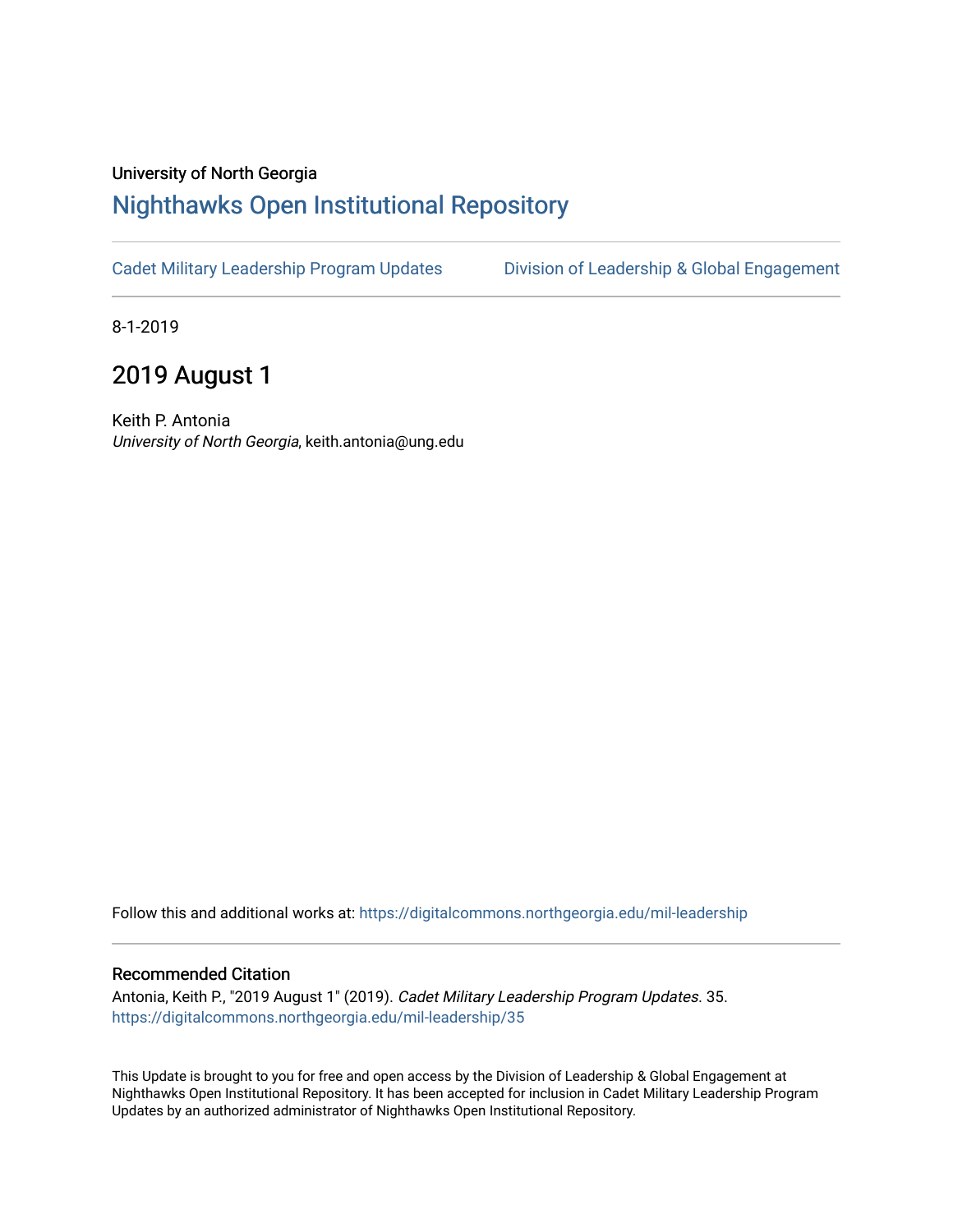University of North Georgia

## Nighthawks Open Institutional Repository

Cadet Military Leadership Program Updates | Division of Leadership & Global Engagement

8-1-2019

# 2019 August 1

Keith P. Antonia
*University of North Georgia*, keith.antonia@ung.edu

Follow this and additional works at: https://digitalcommons.northgeorgia.edu/mil-leadership

### Recommended Citation

Antonia, Keith P., "2019 August 1" (2019). *Cadet Military Leadership Program Updates*. 35.
https://digitalcommons.northgeorgia.edu/mil-leadership/35

This Update is brought to you for free and open access by the Division of Leadership & Global Engagement at Nighthawks Open Institutional Repository. It has been accepted for inclusion in Cadet Military Leadership Program Updates by an authorized administrator of Nighthawks Open Institutional Repository.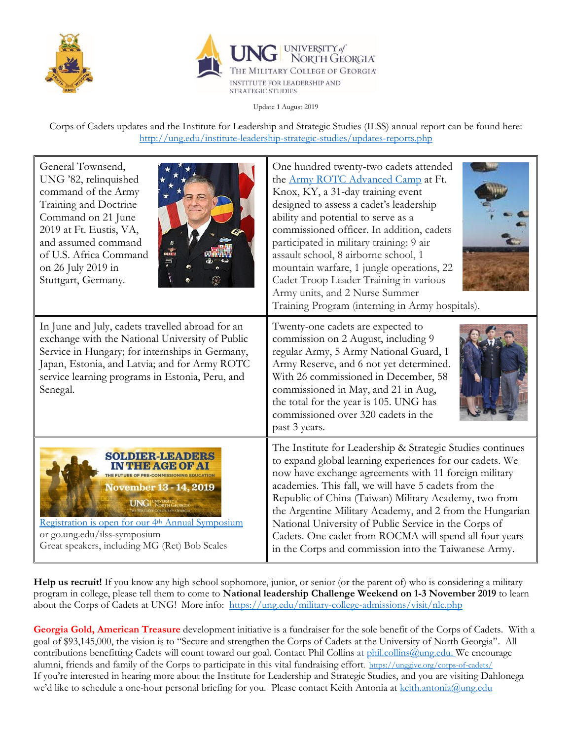Update 1 August 2019

Corps of Cadets updates and the Institute for Leadership and Strategic Studies (ILSS) annual report can be found here: http://ung.edu/institute-leadership-strategic-studies/updates-reports.php

General Townsend, UNG '82, relinquished command of the Army Training and Doctrine Command on 21 June 2019 at Ft. Eustis, VA, and assumed command of U.S. Africa Command on 26 July 2019 in Stuttgart, Germany.

One hundred twenty-two cadets attended the Army ROTC Advanced Camp at Ft. Knox, KY, a 31-day training event designed to assess a cadet's leadership ability and potential to serve as a commissioned officer. In addition, cadets participated in military training: 9 air assault school, 8 airborne school, 1 mountain warfare, 1 jungle operations, 22 Cadet Troop Leader Training in various Army units, and 2 Nurse Summer Training Program (interning in Army hospitals).

In June and July, cadets travelled abroad for an exchange with the National University of Public Service in Hungary; for internships in Germany, Japan, Estonia, and Latvia; and for Army ROTC service learning programs in Estonia, Peru, and Senegal.

Twenty-one cadets are expected to commission on 2 August, including 9 regular Army, 5 Army National Guard, 1 Army Reserve, and 6 not yet determined. With 26 commissioned in December, 58 commissioned in May, and 21 in Aug, the total for the year is 105. UNG has commissioned over 320 cadets in the past 3 years.

**SOLDIER-LEADERS IN THE AGE OF AI**
THE FUTURE OF PRE-COMMISSIONING EDUCATION
November 13 - 14, 2019

Registration is open for our 4th Annual Symposium or go.ung.edu/ilss-symposium
Great speakers, including MG (Ret) Bob Scales

The Institute for Leadership & Strategic Studies continues to expand global learning experiences for our cadets. We now have exchange agreements with 11 foreign military academies. This fall, we will have 5 cadets from the Republic of China (Taiwan) Military Academy, two from the Argentine Military Academy, and 2 from the Hungarian National University of Public Service in the Corps of Cadets. One cadet from ROCMA will spend all four years in the Corps and commission into the Taiwanese Army.

**Help us recruit!** If you know any high school sophomore, junior, or senior (or the parent of) who is considering a military program in college, please tell them to come to **National leadership Challenge Weekend on 1-3 November 2019** to learn about the Corps of Cadets at UNG! More info: https://ung.edu/military-college-admissions/visit/nlc.php

**Georgia Gold, American Treasure** development initiative is a fundraiser for the sole benefit of the Corps of Cadets. With a goal of $93,145,000, the vision is to "Secure and strengthen the Corps of Cadets at the University of North Georgia". All contributions benefitting Cadets will count toward our goal. Contact Phil Collins at phil.collins@ung.edu. We encourage alumni, friends and family of the Corps to participate in this vital fundraising effort. https://unggive.org/corps-of-cadets/
If you're interested in hearing more about the Institute for Leadership and Strategic Studies, and you are visiting Dahlonega we'd like to schedule a one-hour personal briefing for you. Please contact Keith Antonia at keith.antonia@ung.edu